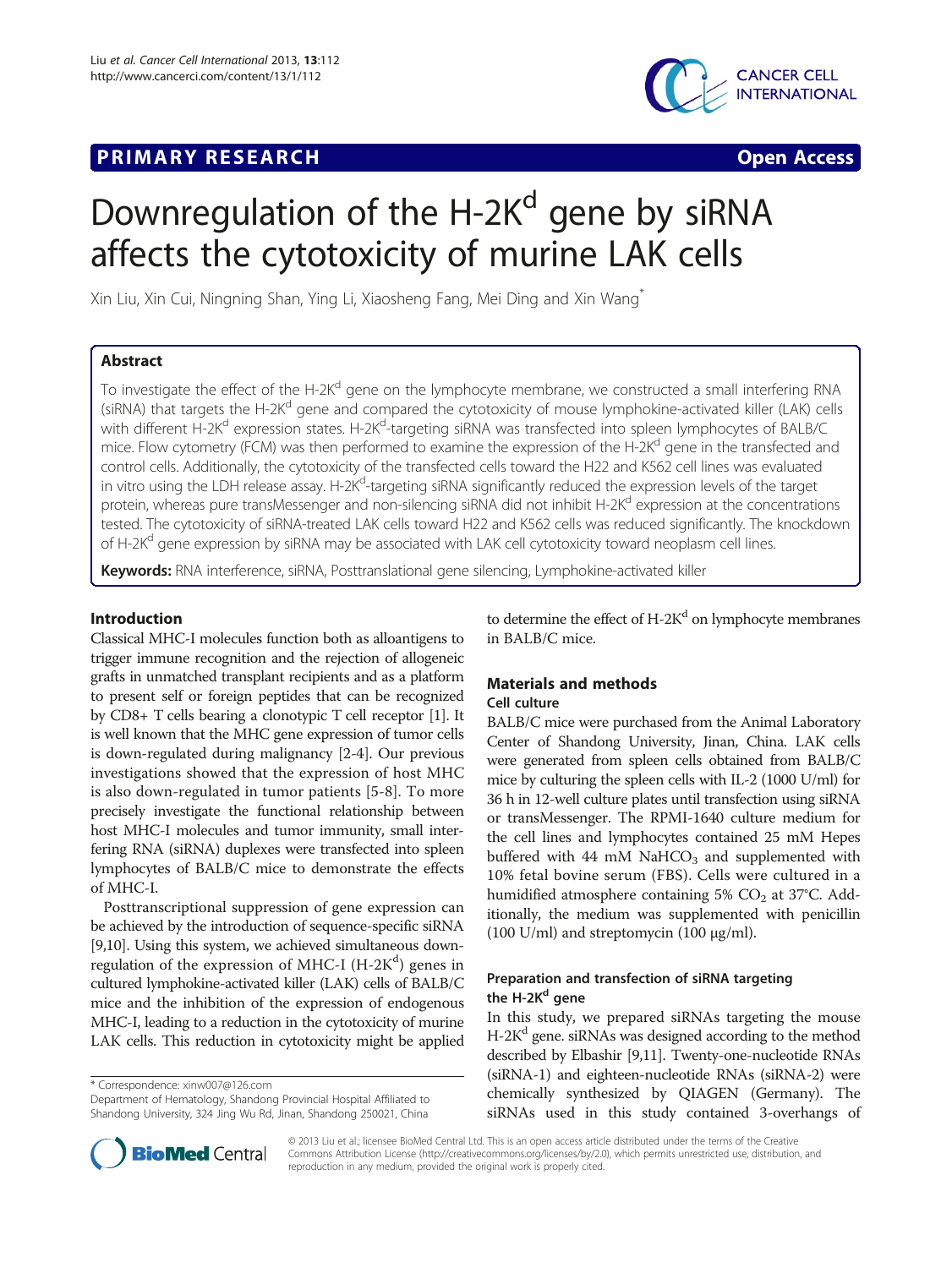**PRIMARY RESEARCH** **Open Access**

# Downregulation of the H-2K$^d$ gene by siRNA affects the cytotoxicity of murine LAK cells

Xin Liu, Xin Cui, Ningning Shan, Ying Li, Xiaosheng Fang, Mei Ding and Xin Wang*

## Abstract

To investigate the effect of the H-2K$^d$ gene on the lymphocyte membrane, we constructed a small interfering RNA (siRNA) that targets the H-2K$^d$ gene and compared the cytotoxicity of mouse lymphokine-activated killer (LAK) cells with different H-2K$^d$ expression states. H-2K$^d$-targeting siRNA was transfected into spleen lymphocytes of BALB/C mice. Flow cytometry (FCM) was then performed to examine the expression of the H-2K$^d$ gene in the transfected and control cells. Additionally, the cytotoxicity of the transfected cells toward the H22 and K562 cell lines was evaluated in vitro using the LDH release assay. H-2K$^d$-targeting siRNA significantly reduced the expression levels of the target protein, whereas pure transMessenger and non-silencing siRNA did not inhibit H-2K$^d$ expression at the concentrations tested. The cytotoxicity of siRNA-treated LAK cells toward H22 and K562 cells was reduced significantly. The knockdown of H-2K$^d$ gene expression by siRNA may be associated with LAK cell cytotoxicity toward neoplasm cell lines.

**Keywords:** RNA interference, siRNA, Posttranslational gene silencing, Lymphokine-activated killer

## Introduction

Classical MHC-I molecules function both as alloantigens to trigger immune recognition and the rejection of allogeneic grafts in unmatched transplant recipients and as a platform to present self or foreign peptides that can be recognized by CD8+ T cells bearing a clonotypic T cell receptor [1]. It is well known that the MHC gene expression of tumor cells is down-regulated during malignancy [2-4]. Our previous investigations showed that the expression of host MHC is also down-regulated in tumor patients [5-8]. To more precisely investigate the functional relationship between host MHC-I molecules and tumor immunity, small interfering RNA (siRNA) duplexes were transfected into spleen lymphocytes of BALB/C mice to demonstrate the effects of MHC-I.

Posttranscriptional suppression of gene expression can be achieved by the introduction of sequence-specific siRNA [9,10]. Using this system, we achieved simultaneous down-regulation of the expression of MHC-I (H-2K$^d$) genes in cultured lymphokine-activated killer (LAK) cells of BALB/C mice and the inhibition of the expression of endogenous MHC-I, leading to a reduction in the cytotoxicity of murine LAK cells. This reduction in cytotoxicity might be applied to determine the effect of H-2K$^d$ on lymphocyte membranes in BALB/C mice.

## Materials and methods

### Cell culture

BALB/C mice were purchased from the Animal Laboratory Center of Shandong University, Jinan, China. LAK cells were generated from spleen cells obtained from BALB/C mice by culturing the spleen cells with IL-2 (1000 U/ml) for 36 h in 12-well culture plates until transfection using siRNA or transMessenger. The RPMI-1640 culture medium for the cell lines and lymphocytes contained 25 mM Hepes buffered with 44 mM $NaHCO_3$ and supplemented with 10% fetal bovine serum (FBS). Cells were cultured in a humidified atmosphere containing 5% $CO_2$ at 37°C. Additionally, the medium was supplemented with penicillin (100 U/ml) and streptomycin (100 μg/ml).

### Preparation and transfection of siRNA targeting the H-2K$^d$ gene

In this study, we prepared siRNAs targeting the mouse H-2K$^d$ gene. siRNAs was designed according to the method described by Elbashir [9,11]. Twenty-one-nucleotide RNAs (siRNA-1) and eighteen-nucleotide RNAs (siRNA-2) were chemically synthesized by QIAGEN (Germany). The siRNAs used in this study contained 3-overhangs of

\* Correspondence: xinw007@126.com
Department of Hematology, Shandong Provincial Hospital Affiliated to Shandong University, 324 Jing Wu Rd, Jinan, Shandong 250021, China

© 2013 Liu et al.; licensee BioMed Central Ltd. This is an open access article distributed under the terms of the Creative Commons Attribution License (http://creativecommons.org/licenses/by/2.0), which permits unrestricted use, distribution, and reproduction in any medium, provided the original work is properly cited.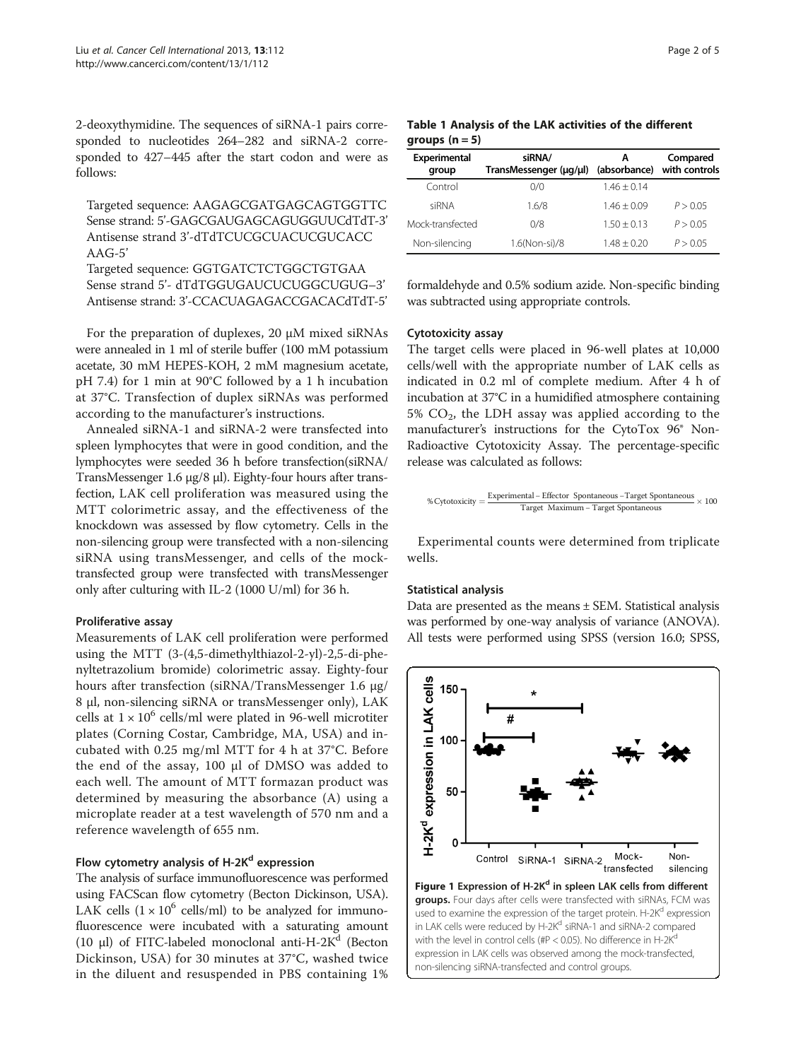2-deoxythymidine. The sequences of siRNA-1 pairs corresponded to nucleotides 264–282 and siRNA-2 corresponded to 427–445 after the start codon and were as follows:

Targeted sequence: AAGAGCGATGAGCAGTGGTTC
Sense strand: 5'-GAGCGAUGAGCAGUGGUUCdTdT-3'
Antisense strand 3'-dTdTCUCGCUACUCGUCACC AAG-5'
Targeted sequence: GGTGATCTCTGGCTGTGAA
Sense strand 5'- dTdTGGUGAUCUCUGGCUGUG–3'
Antisense strand: 3'-CCACUAGAGACCGACACdTdT-5'

For the preparation of duplexes, 20 μM mixed siRNAs were annealed in 1 ml of sterile buffer (100 mM potassium acetate, 30 mM HEPES-KOH, 2 mM magnesium acetate, pH 7.4) for 1 min at 90°C followed by a 1 h incubation at 37°C. Transfection of duplex siRNAs was performed according to the manufacturer's instructions.

Annealed siRNA-1 and siRNA-2 were transfected into spleen lymphocytes that were in good condition, and the lymphocytes were seeded 36 h before transfection(siRNA/TransMessenger 1.6 μg/8 μl). Eighty-four hours after transfection, LAK cell proliferation was measured using the MTT colorimetric assay, and the effectiveness of the knockdown was assessed by flow cytometry. Cells in the non-silencing group were transfected with a non-silencing siRNA using transMessenger, and cells of the mock-transfected group were transfected with transMessenger only after culturing with IL-2 (1000 U/ml) for 36 h.

#### Proliferative assay

Measurements of LAK cell proliferation were performed using the MTT (3-(4,5-dimethylthiazol-2-yl)-2,5-di-phenyltetrazolium bromide) colorimetric assay. Eighty-four hours after transfection (siRNA/TransMessenger 1.6 μg/8 μl, non-silencing siRNA or transMessenger only), LAK cells at $1 \times 10^6$ cells/ml were plated in 96-well microtiter plates (Corning Costar, Cambridge, MA, USA) and incubated with 0.25 mg/ml MTT for 4 h at 37°C. Before the end of the assay, 100 μl of DMSO was added to each well. The amount of MTT formazan product was determined by measuring the absorbance (A) using a microplate reader at a test wavelength of 570 nm and a reference wavelength of 655 nm.

#### Flow cytometry analysis of H-2K$^d$ expression

The analysis of surface immunofluorescence was performed using FACScan flow cytometry (Becton Dickinson, USA). LAK cells ($1 \times 10^6$ cells/ml) to be analyzed for immunofluorescence were incubated with a saturating amount (10 μl) of FITC-labeled monoclonal anti-H-2K$^d$ (Becton Dickinson, USA) for 30 minutes at 37°C, washed twice in the diluent and resuspended in PBS containing 1% formaldehyde and 0.5% sodium azide. Non-specific binding was subtracted using appropriate controls.

**Table 1 Analysis of the LAK activities of the different groups (n = 5)**

| Experimental group | siRNA/ TransMessenger (μg/μl) | A (absorbance) | Compared with controls |
|---|---|---|---|
| Control | 0/0 | 1.46 ± 0.14 | |
| siRNA | 1.6/8 | 1.46 ± 0.09 | P > 0.05 |
| Mock-transfected | 0/8 | 1.50 ± 0.13 | P > 0.05 |
| Non-silencing | 1.6(Non-si)/8 | 1.48 ± 0.20 | P > 0.05 |

#### Cytotoxicity assay

The target cells were placed in 96-well plates at 10,000 cells/well with the appropriate number of LAK cells as indicated in 0.2 ml of complete medium. After 4 h of incubation at 37°C in a humidified atmosphere containing 5% $CO_2$, the LDH assay was applied according to the manufacturer's instructions for the CytoTox 96® Non-Radioactive Cytotoxicity Assay. The percentage-specific release was calculated as follows:

$$\%\,\text{Cytotoxicity} = \frac{\text{Experimental} - \text{Effector Spontaneous} - \text{Target Spontaneous}}{\text{Target Maximum} - \text{Target Spontaneous}} \times 100$$

Experimental counts were determined from triplicate wells.

#### Statistical analysis

Data are presented as the means ± SEM. Statistical analysis was performed by one-way analysis of variance (ANOVA). All tests were performed using SPSS (version 16.0; SPSS,

**Figure 1 Expression of H-2K$^d$ in spleen LAK cells from different groups.** Four days after cells were transfected with siRNAs, FCM was used to examine the expression of the target protein. H-2K$^d$ expression in LAK cells were reduced by H-2K$^d$ siRNA-1 and siRNA-2 compared with the level in control cells (#P < 0.05). No difference in H-2K$^d$ expression in LAK cells was observed among the mock-transfected, non-silencing siRNA-transfected and control groups.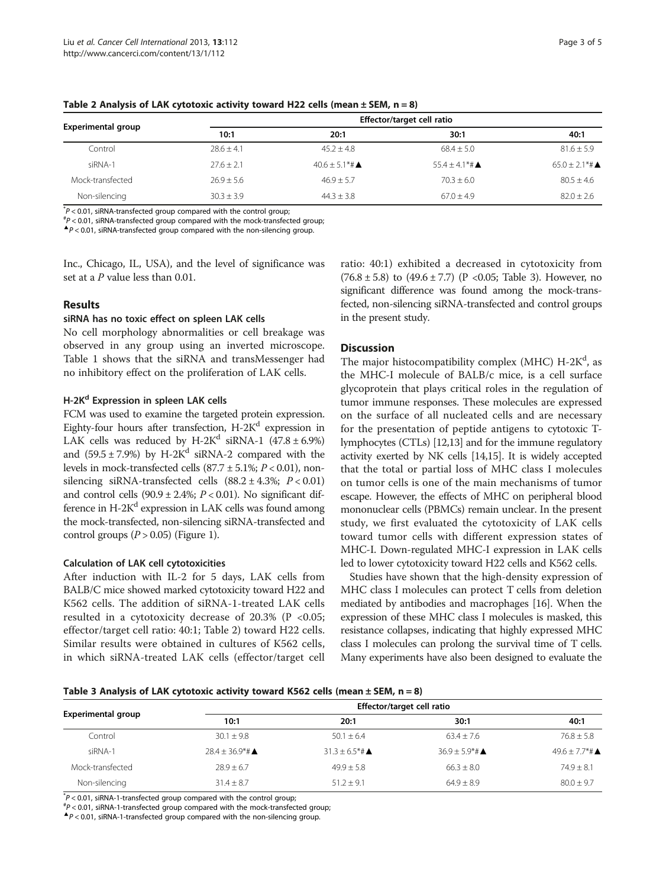**Table 2 Analysis of LAK cytotoxic activity toward H22 cells (mean ± SEM, n = 8)**

| Experimental group | Effector/target cell ratio | | | |
|---|---|---|---|---|
| | 10:1 | 20:1 | 30:1 | 40:1 |
| Control | 28.6 ± 4.1 | 45.2 ± 4.8 | 68.4 ± 5.0 | 81.6 ± 5.9 |
| siRNA-1 | 27.6 ± 2.1 | 40.6 ± 5.1*#▲ | 55.4 ± 4.1*#▲ | 65.0 ± 2.1*#▲ |
| Mock-transfected | 26.9 ± 5.6 | 46.9 ± 5.7 | 70.3 ± 6.0 | 80.5 ± 4.6 |
| Non-silencing | 30.3 ± 3.9 | 44.3 ± 3.8 | 67.0 ± 4.9 | 82.0 ± 2.6 |

*$P < 0.01$, siRNA-transfected group compared with the control group;
#$P < 0.01$, siRNA-transfected group compared with the mock-transfected group;
▲$P < 0.01$, siRNA-transfected group compared with the non-silencing group.

Inc., Chicago, IL, USA), and the level of significance was set at a $P$ value less than 0.01.

## Results

### siRNA has no toxic effect on spleen LAK cells

No cell morphology abnormalities or cell breakage was observed in any group using an inverted microscope. Table 1 shows that the siRNA and transMessenger had no inhibitory effect on the proliferation of LAK cells.

### H-2K$^d$ Expression in spleen LAK cells

FCM was used to examine the targeted protein expression. Eighty-four hours after transfection, H-2K$^d$ expression in LAK cells was reduced by H-2K$^d$ siRNA-1 (47.8 ± 6.9%) and (59.5 ± 7.9%) by H-2K$^d$ siRNA-2 compared with the levels in mock-transfected cells (87.7 ± 5.1%; $P < 0.01$), non-silencing siRNA-transfected cells (88.2 ± 4.3%; $P < 0.01$) and control cells (90.9 ± 2.4%; $P < 0.01$). No significant difference in H-2K$^d$ expression in LAK cells was found among the mock-transfected, non-silencing siRNA-transfected and control groups ($P > 0.05$) (Figure 1).

### Calculation of LAK cell cytotoxicities

After induction with IL-2 for 5 days, LAK cells from BALB/C mice showed marked cytotoxicity toward H22 and K562 cells. The addition of siRNA-1-treated LAK cells resulted in a cytotoxicity decrease of 20.3% (P <0.05; effector/target cell ratio: 40:1; Table 2) toward H22 cells. Similar results were obtained in cultures of K562 cells, in which siRNA-treated LAK cells (effector/target cell ratio: 40:1) exhibited a decreased in cytotoxicity from (76.8 ± 5.8) to (49.6 ± 7.7) (P <0.05; Table 3). However, no significant difference was found among the mock-transfected, non-silencing siRNA-transfected and control groups in the present study.

## Discussion

The major histocompatibility complex (MHC) H-2K$^d$, as the MHC-I molecule of BALB/c mice, is a cell surface glycoprotein that plays critical roles in the regulation of tumor immune responses. These molecules are expressed on the surface of all nucleated cells and are necessary for the presentation of peptide antigens to cytotoxic T-lymphocytes (CTLs) [12,13] and for the immune regulatory activity exerted by NK cells [14,15]. It is widely accepted that the total or partial loss of MHC class I molecules on tumor cells is one of the main mechanisms of tumor escape. However, the effects of MHC on peripheral blood mononuclear cells (PBMCs) remain unclear. In the present study, we first evaluated the cytotoxicity of LAK cells toward tumor cells with different expression states of MHC-I. Down-regulated MHC-I expression in LAK cells led to lower cytotoxicity toward H22 cells and K562 cells.

Studies have shown that the high-density expression of MHC class I molecules can protect T cells from deletion mediated by antibodies and macrophages [16]. When the expression of these MHC class I molecules is masked, this resistance collapses, indicating that highly expressed MHC class I molecules can prolong the survival time of T cells. Many experiments have also been designed to evaluate the

**Table 3 Analysis of LAK cytotoxic activity toward K562 cells (mean ± SEM, n = 8)**

| Experimental group | Effector/target cell ratio | | | |
|---|---|---|---|---|
| | 10:1 | 20:1 | 30:1 | 40:1 |
| Control | 30.1 ± 9.8 | 50.1 ± 6.4 | 63.4 ± 7.6 | 76.8 ± 5.8 |
| siRNA-1 | 28.4 ± 36.9*#▲ | 31.3 ± 6.5*#▲ | 36.9 ± 5.9*#▲ | 49.6 ± 7.7*#▲ |
| Mock-transfected | 28.9 ± 6.7 | 49.9 ± 5.8 | 66.3 ± 8.0 | 74.9 ± 8.1 |
| Non-silencing | 31.4 ± 8.7 | 51.2 ± 9.1 | 64.9 ± 8.9 | 80.0 ± 9.7 |

*$P < 0.01$, siRNA-1-transfected group compared with the control group;
#$P < 0.01$, siRNA-1-transfected group compared with the mock-transfected group;
▲$P < 0.01$, siRNA-1-transfected group compared with the non-silencing group.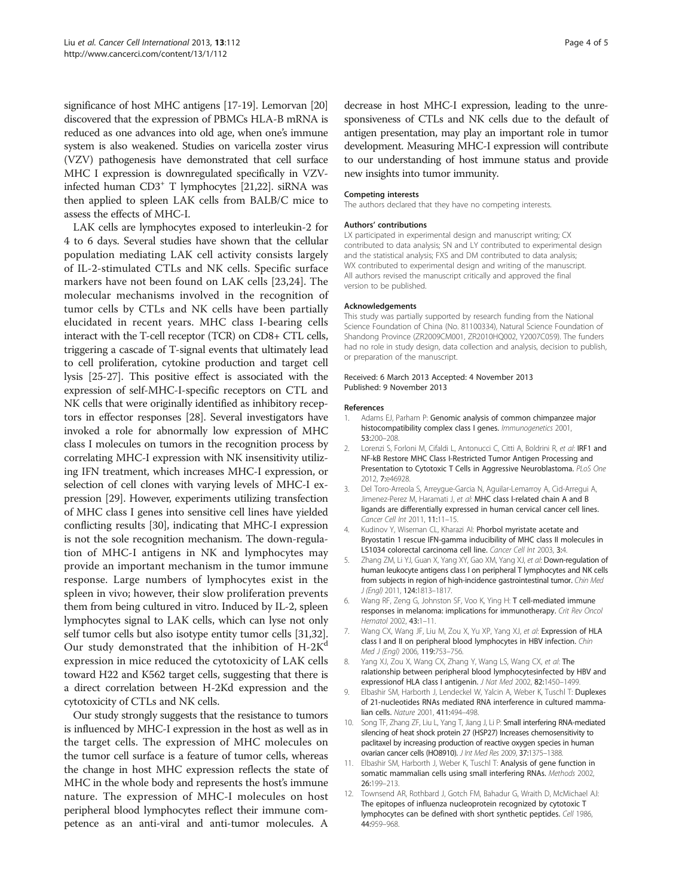significance of host MHC antigens [17-19]. Lemorvan [20] discovered that the expression of PBMCs HLA-B mRNA is reduced as one advances into old age, when one's immune system is also weakened. Studies on varicella zoster virus (VZV) pathogenesis have demonstrated that cell surface MHC I expression is downregulated specifically in VZV-infected human $CD3^+$ T lymphocytes [21,22]. siRNA was then applied to spleen LAK cells from BALB/C mice to assess the effects of MHC-I.

LAK cells are lymphocytes exposed to interleukin-2 for 4 to 6 days. Several studies have shown that the cellular population mediating LAK cell activity consists largely of IL-2-stimulated CTLs and NK cells. Specific surface markers have not been found on LAK cells [23,24]. The molecular mechanisms involved in the recognition of tumor cells by CTLs and NK cells have been partially elucidated in recent years. MHC class I-bearing cells interact with the T-cell receptor (TCR) on CD8+ CTL cells, triggering a cascade of T-signal events that ultimately lead to cell proliferation, cytokine production and target cell lysis [25-27]. This positive effect is associated with the expression of self-MHC-I-specific receptors on CTL and NK cells that were originally identified as inhibitory receptors in effector responses [28]. Several investigators have invoked a role for abnormally low expression of MHC class I molecules on tumors in the recognition process by correlating MHC-I expression with NK insensitivity utilizing IFN treatment, which increases MHC-I expression, or selection of cell clones with varying levels of MHC-I expression [29]. However, experiments utilizing transfection of MHC class I genes into sensitive cell lines have yielded conflicting results [30], indicating that MHC-I expression is not the sole recognition mechanism. The down-regulation of MHC-I antigens in NK and lymphocytes may provide an important mechanism in the tumor immune response. Large numbers of lymphocytes exist in the spleen in vivo; however, their slow proliferation prevents them from being cultured in vitro. Induced by IL-2, spleen lymphocytes signal to LAK cells, which can lyse not only self tumor cells but also isotype entity tumor cells [31,32]. Our study demonstrated that the inhibition of $H\text{-}2K^d$ expression in mice reduced the cytotoxicity of LAK cells toward H22 and K562 target cells, suggesting that there is a direct correlation between H-2Kd expression and the cytotoxicity of CTLs and NK cells.

Our study strongly suggests that the resistance to tumors is influenced by MHC-I expression in the host as well as in the target cells. The expression of MHC molecules on the tumor cell surface is a feature of tumor cells, whereas the change in host MHC expression reflects the state of MHC in the whole body and represents the host's immune nature. The expression of MHC-I molecules on host peripheral blood lymphocytes reflect their immune competence as an anti-viral and anti-tumor molecules. A decrease in host MHC-I expression, leading to the unresponsiveness of CTLs and NK cells due to the default of antigen presentation, may play an important role in tumor development. Measuring MHC-I expression will contribute to our understanding of host immune status and provide new insights into tumor immunity.

#### Competing interests

The authors declared that they have no competing interests.

#### Authors' contributions

LX participated in experimental design and manuscript writing; CX contributed to data analysis; SN and LY contributed to experimental design and the statistical analysis; FXS and DM contributed to data analysis; WX contributed to experimental design and writing of the manuscript. All authors revised the manuscript critically and approved the final version to be published.

#### Acknowledgements

This study was partially supported by research funding from the National Science Foundation of China (No. 81100334), Natural Science Foundation of Shandong Province (ZR2009CM001, ZR2010HQ002, Y2007C059). The funders had no role in study design, data collection and analysis, decision to publish, or preparation of the manuscript.

Received: 6 March 2013 Accepted: 4 November 2013
Published: 9 November 2013

#### References

1. Adams EJ, Parham P: **Genomic analysis of common chimpanzee major histocompatibility complex class I genes.** *Immunogenetics* 2001, **53:**200–208.
2. Lorenzi S, Forloni M, Cifaldi L, Antonucci C, Citti A, Boldrini R, *et al*: **IRF1 and NF-kB Restore MHC Class I-Restricted Tumor Antigen Processing and Presentation to Cytotoxic T Cells in Aggressive Neuroblastoma.** *PLoS One* 2012, **7:**e46928.
3. Del Toro-Arreola S, Arreygue-Garcia N, Aguilar-Lemarroy A, Cid-Arregui A, Jimenez-Perez M, Haramati J, *et al*: **MHC class I-related chain A and B ligands are differentially expressed in human cervical cancer cell lines.** *Cancer Cell Int* 2011, **11:**11–15.
4. Kudinov Y, Wiseman CL, Kharazi AI: **Phorbol myristate acetate and Bryostatin 1 rescue IFN-gamma inducibility of MHC class II molecules in LS1034 colorectal carcinoma cell line.** *Cancer Cell Int* 2003, **3:**4.
5. Zhang ZM, Li YJ, Guan X, Yang XY, Gao XM, Yang XJ, *et al*: **Down-regulation of human leukocyte antigens class I on peripheral T lymphocytes and NK cells from subjects in region of high-incidence gastrointestinal tumor.** *Chin Med J (Engl)* 2011, **124:**1813–1817.
6. Wang RF, Zeng G, Johnston SF, Voo K, Ying H: **T cell-mediated immune responses in melanoma: implications for immunotherapy.** *Crit Rev Oncol Hematol* 2002, **43:**1–11.
7. Wang CX, Wang JF, Liu M, Zou X, Yu XP, Yang XJ, *et al*: **Expression of HLA class I and II on peripheral blood lymphocytes in HBV infection.** *Chin Med J (Engl)* 2006, **119:**753–756.
8. Yang XJ, Zou X, Wang CX, Zhang Y, Wang LS, Wang CX, *et al*: **The ralationship between peripheral blood lymphocytesinfected by HBV and expressionof HLA class I antigenin.** *J Nat Med* 2002, **82:**1450–1499.
9. Elbashir SM, Harborth J, Lendeckel W, Yalcin A, Weber K, Tuschl T: **Duplexes of 21-nucleotides RNAs mediated RNA interference in cultured mammalian cells.** *Nature* 2001, **411:**494–498.
10. Song TF, Zhang ZF, Liu L, Yang T, Jiang J, Li P: **Small interfering RNA-mediated silencing of heat shock protein 27 (HSP27) Increases chemosensitivity to paclitaxel by increasing production of reactive oxygen species in human ovarian cancer cells (HO8910).** *J Int Med Res* 2009, **37:**1375–1388.
11. Elbashir SM, Harborth J, Weber K, Tuschl T: **Analysis of gene function in somatic mammalian cells using small interfering RNAs.** *Methods* 2002, **26:**199–213.
12. Townsend AR, Rothbard J, Gotch FM, Bahadur G, Wraith D, McMichael AJ: **The epitopes of influenza nucleoprotein recognized by cytotoxic T lymphocytes can be defined with short synthetic peptides.** *Cell* 1986, **44:**959–968.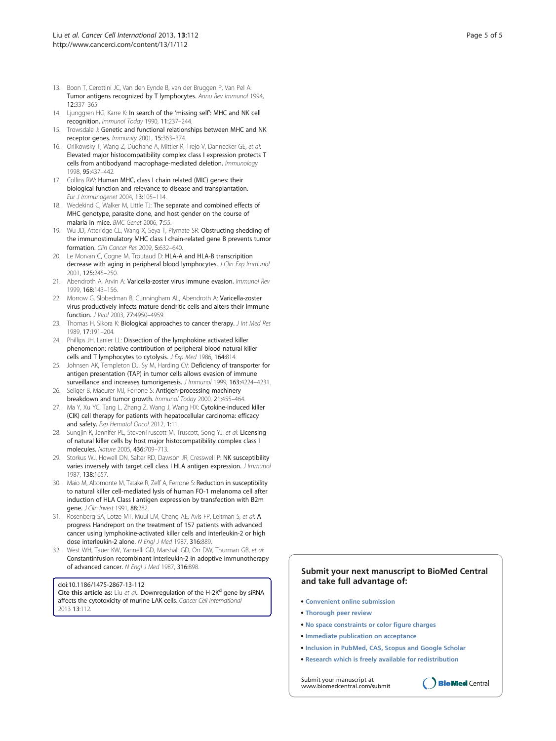13. Boon T, Cerottini JC, Van den Eynde B, van der Bruggen P, Van Pel A: **Tumor antigens recognized by T lymphocytes.** *Annu Rev Immunol* 1994, **12**:337–365.
14. Ljunggren HG, Karre K: **In search of the 'missing self': MHC and NK cell recognition.** *Immunol Today* 1990, **11**:237–244.
15. Trowsdale J: **Genetic and functional relationships between MHC and NK receptor genes.** *Immunity* 2001, **15**:363–374.
16. Orlikowsky T, Wang Z, Dudhane A, Mittler R, Trejo V, Dannecker GE, *et al*: **Elevated major histocompatibility complex class I expression protects T cells from antibodyand macrophage-mediated deletion.** *Immunology* 1998, **95**:437–442.
17. Collins RW: **Human MHC, class I chain related (MIC) genes: their biological function and relevance to disease and transplantation.** *Eur J Immunogenet* 2004, **13**:105–114.
18. Wedekind C, Walker M, Little TJ: **The separate and combined effects of MHC genotype, parasite clone, and host gender on the course of malaria in mice.** *BMC Genet* 2006, **7**:55.
19. Wu JD, Atteridge CL, Wang X, Seya T, Plymate SR: **Obstructing shedding of the immunostimulatory MHC class I chain-related gene B prevents tumor formation.** *Clin Cancer Res* 2009, **5**:632–640.
20. Le Morvan C, Cogne M, Troutaud D: **HLA-A and HLA-B transcripition decrease with aging in peripheral blood lymphocytes.** *J Clin Exp Immunol* 2001, **125**:245–250.
21. Abendroth A, Arvin A: **Varicella-zoster virus immune evasion.** *Immunol Rev* 1999, **168**:143–156.
22. Morrow G, Slobedman B, Cunningham AL, Abendroth A: **Varicella-zoster virus productively infects mature dendritic cells and alters their immune function.** *J Virol* 2003, **77**:4950–4959.
23. Thomas H, Sikora K: **Biological approaches to cancer therapy.** *J Int Med Res* 1989, **17**:191–204.
24. Phillips JH, Lanier LL: **Dissection of the lymphokine activated killer phenomenon: relative contribution of peripheral blood natural killer cells and T lymphocytes to cytolysis.** *J Exp Med* 1986, **164**:814.
25. Johnsen AK, Templeton DJ, Sy M, Harding CV: **Deficiency of transporter for antigen presentation (TAP) in tumor cells allows evasion of immune surveillance and increases tumorigenesis.** *J Immunol* 1999, **163**:4224–4231.
26. Seliger B, Maeurer MJ, Ferrone S: **Antigen-processing machinery breakdown and tumor growth.** *Immunol Today* 2000, **21**:455–464.
27. Ma Y, Xu YC, Tang L, Zhang Z, Wang J, Wang HX: **Cytokine-induced killer (CIK) cell therapy for patients with hepatocellular carcinoma: efficacy and safety.** *Exp Hematol Oncol* 2012, **1**:11.
28. Sungjin K, Jennifer PL, StevenTruscott M, Truscott, Song YJ, *et al*: **Licensing of natural killer cells by host major histocompatibility complex class I molecules.** *Nature* 2005, **436**:709–713.
29. Storkus WJ, Howell DN, Salter RD, Dawson JR, Cresswell P: **NK susceptibility varies inversely with target cell class I HLA antigen expression.** *J Immunol* 1987, **138**:1657.
30. Maio M, Altomonte M, Tatake R, Zeff A, Ferrone S: **Reduction in susceptibility to natural killer cell-mediated lysis of human FO-1 melanoma cell after induction of HLA Class I antigen expression by transfection with B2m gene.** *J Clin Invest* 1991, **88**:282.
31. Rosenberg SA, Lotze MT, Muul LM, Chang AE, Avis FP, Leitman S, *et al*: **A progress Handreport on the treatment of 157 patients with advanced cancer using lymphokine-activated killer cells and interleukin-2 or high dose interleukin-2 alone.** *N Engl J Med* 1987, **316**:889.
32. West WH, Tauer KW, Yannelli GD, Marshall GD, Orr DW, Thurman GB, *et al*: **Constantinfusion recombinant interleukin-2 in adoptive immunotherapy of advanced cancer.** *N Engl J Med* 1987, **316**:898.

doi:10.1186/1475-2867-13-112

**Cite this article as:** Liu *et al.*: Downregulation of the H-2K[d] gene by siRNA affects the cytotoxicity of murine LAK cells. *Cancer Cell International* 2013 **13**:112.

**Submit your next manuscript to BioMed Central and take full advantage of:**

- **Convenient online submission**
- **Thorough peer review**
- **No space constraints or color figure charges**
- **Immediate publication on acceptance**
- **Inclusion in PubMed, CAS, Scopus and Google Scholar**
- **Research which is freely available for redistribution**

Submit your manuscript at www.biomedcentral.com/submit

BioMed Central